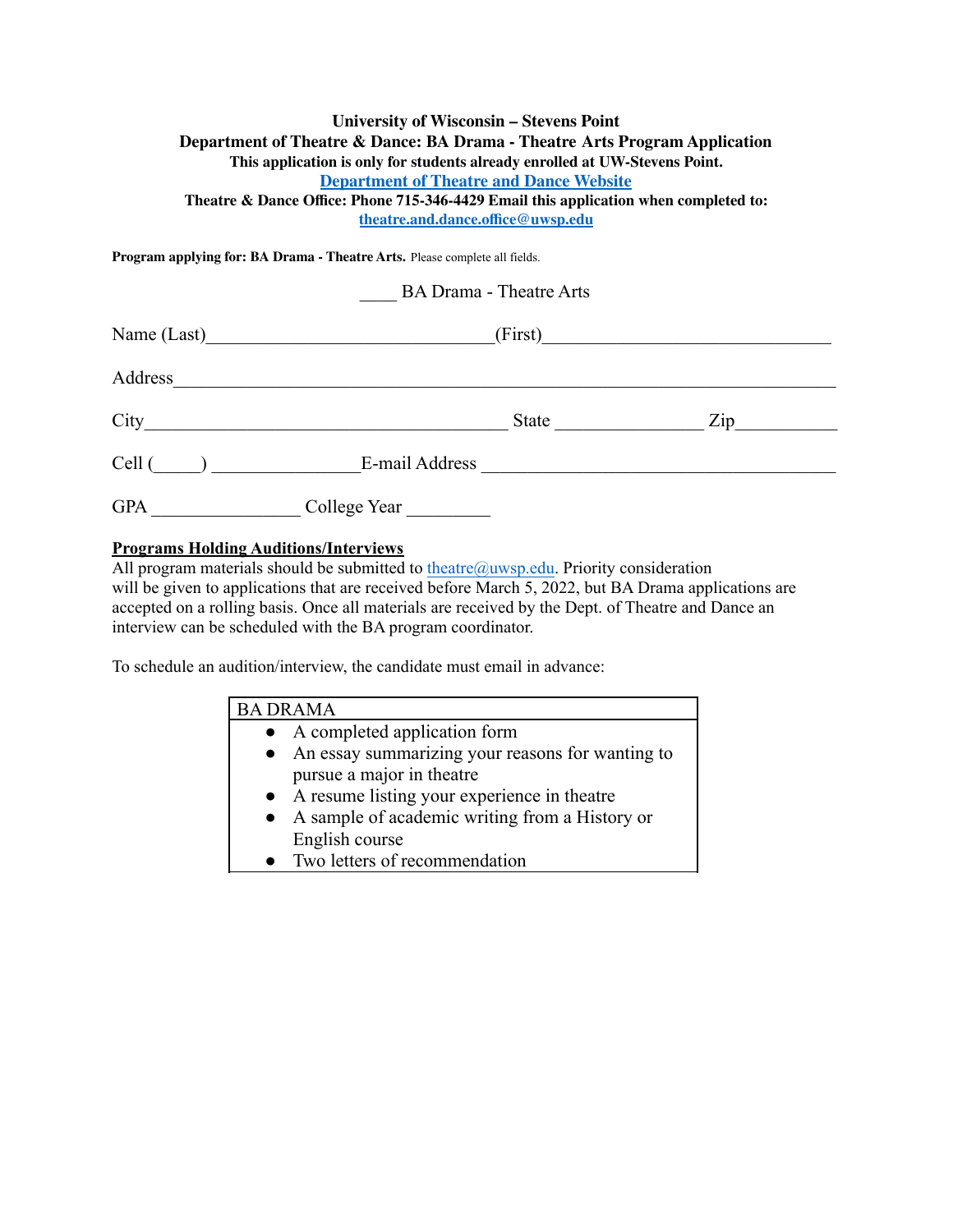**University of Wisconsin – Stevens Point**
**Department of Theatre & Dance: BA Drama - Theatre Arts Program Application**
**This application is only for students already enrolled at UW-Stevens Point.**
**[Department of Theatre and Dance Website]()**
**Theatre & Dance Office: Phone 715-346-4429 Email this application when completed to:**
**theatre.and.dance.office@uwsp.edu**

**Program applying for: BA Drama - Theatre Arts.** Please complete all fields.

____ BA Drama - Theatre Arts

Name (Last)______________________________(First)______________________________

Address_____________________________________________________________________

City______________________________________ State _______________ Zip__________

Cell (_____) _______________E-mail Address _____________________________________

GPA _______________ College Year _________

**Programs Holding Auditions/Interviews**

All program materials should be submitted to theatre@uwsp.edu. Priority consideration will be given to applications that are received before March 5, 2022, but BA Drama applications are accepted on a rolling basis. Once all materials are received by the Dept. of Theatre and Dance an interview can be scheduled with the BA program coordinator.

To schedule an audition/interview, the candidate must email in advance:

| BA DRAMA |
|---|
| • A completed application form<br>• An essay summarizing your reasons for wanting to pursue a major in theatre<br>• A resume listing your experience in theatre<br>• A sample of academic writing from a History or English course<br>• Two letters of recommendation |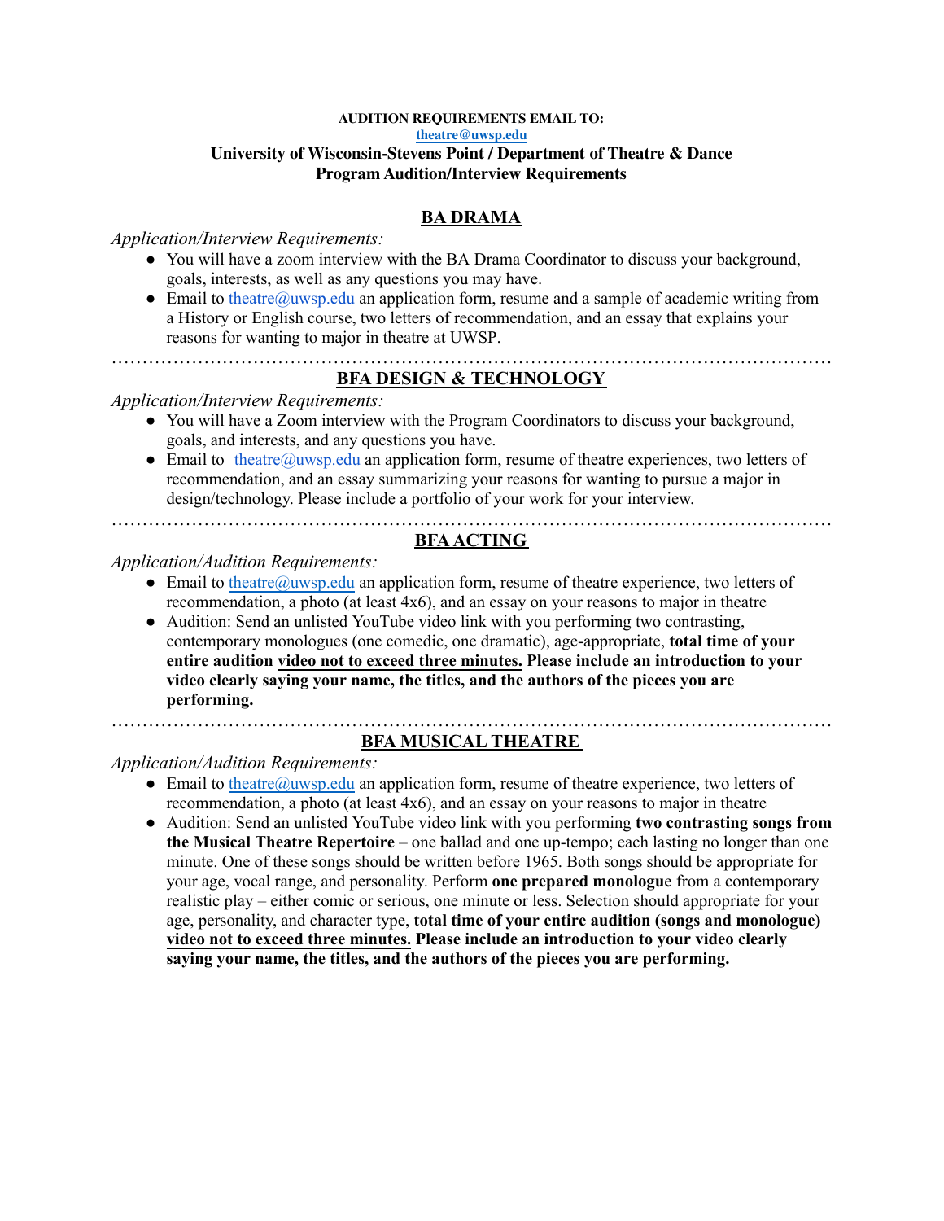**AUDITION REQUIREMENTS EMAIL TO:**
**theatre@uwsp.edu**

**University of Wisconsin-Stevens Point / Department of Theatre & Dance**
**Program Audition/Interview Requirements**

## BA DRAMA

*Application/Interview Requirements:*

- You will have a zoom interview with the BA Drama Coordinator to discuss your background, goals, interests, as well as any questions you may have.
- Email to theatre@uwsp.edu an application form, resume and a sample of academic writing from a History or English course, two letters of recommendation, and an essay that explains your reasons for wanting to major in theatre at UWSP.

---

## BFA DESIGN & TECHNOLOGY

*Application/Interview Requirements:*

- You will have a Zoom interview with the Program Coordinators to discuss your background, goals, and interests, and any questions you have.
- Email to theatre@uwsp.edu an application form, resume of theatre experiences, two letters of recommendation, and an essay summarizing your reasons for wanting to pursue a major in design/technology. Please include a portfolio of your work for your interview.

---

## BFA ACTING

*Application/Audition Requirements:*

- Email to theatre@uwsp.edu an application form, resume of theatre experience, two letters of recommendation, a photo (at least 4x6), and an essay on your reasons to major in theatre
- Audition: Send an unlisted YouTube video link with you performing two contrasting, contemporary monologues (one comedic, one dramatic), age-appropriate, **total time of your entire audition video not to exceed three minutes. Please include an introduction to your video clearly saying your name, the titles, and the authors of the pieces you are performing.**

---

## BFA MUSICAL THEATRE

*Application/Audition Requirements:*

- Email to theatre@uwsp.edu an application form, resume of theatre experience, two letters of recommendation, a photo (at least 4x6), and an essay on your reasons to major in theatre
- Audition: Send an unlisted YouTube video link with you performing **two contrasting songs from the Musical Theatre Repertoire** – one ballad and one up-tempo; each lasting no longer than one minute. One of these songs should be written before 1965. Both songs should be appropriate for your age, vocal range, and personality. Perform **one prepared monologu**e from a contemporary realistic play – either comic or serious, one minute or less. Selection should appropriate for your age, personality, and character type, **total time of your entire audition (songs and monologue) video not to exceed three minutes. Please include an introduction to your video clearly saying your name, the titles, and the authors of the pieces you are performing.**